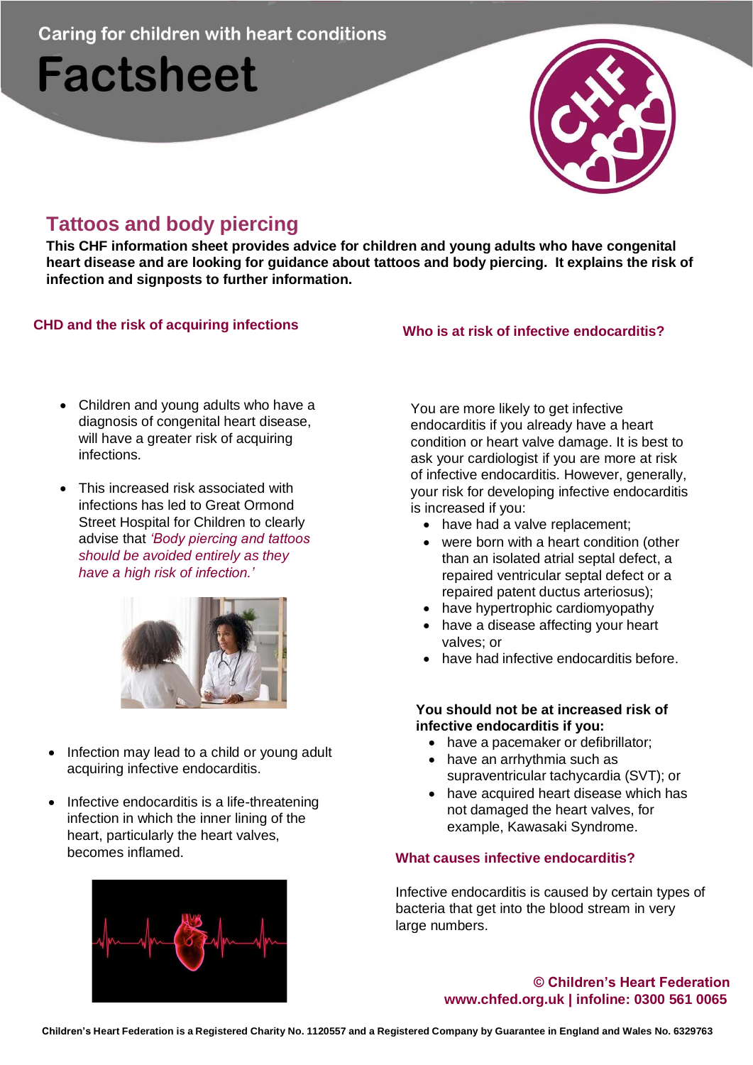Caring for children with heart conditions

# Factsheet

## Tattoos and body piercing

**This CHF information sheet provides advice for children and young adults who have congenital heart disease and are looking for guidance about tattoos and body piercing. It explains the risk of infection and signposts to further information.**

### CHD and the risk of acquiring infections

- Children and young adults who have a diagnosis of congenital heart disease, will have a greater risk of acquiring infections.
- This increased risk associated with infections has led to Great Ormond Street Hospital for Children to clearly advise that *'Body piercing and tattoos should be avoided entirely as they have a high risk of infection.'*

- Infection may lead to a child or young adult acquiring infective endocarditis.
- Infective endocarditis is a life-threatening infection in which the inner lining of the heart, particularly the heart valves, becomes inflamed.

### Who is at risk of infective endocarditis?

You are more likely to get infective endocarditis if you already have a heart condition or heart valve damage. It is best to ask your cardiologist if you are more at risk of infective endocarditis. However, generally, your risk for developing infective endocarditis is increased if you:

- have had a valve replacement;
- were born with a heart condition (other than an isolated atrial septal defect, a repaired ventricular septal defect or a repaired patent ductus arteriosus);
- have hypertrophic cardiomyopathy
- have a disease affecting your heart valves; or
- have had infective endocarditis before.

**You should not be at increased risk of infective endocarditis if you:**

- have a pacemaker or defibrillator;
- have an arrhythmia such as supraventricular tachycardia (SVT); or
- have acquired heart disease which has not damaged the heart valves, for example, Kawasaki Syndrome.

### What causes infective endocarditis?

Infective endocarditis is caused by certain types of bacteria that get into the blood stream in very large numbers.

**© Children's Heart Federation**
**www.chfed.org.uk | infoline: 0300 561 0065**

**Children's Heart Federation is a Registered Charity No. 1120557 and a Registered Company by Guarantee in England and Wales No. 6329763**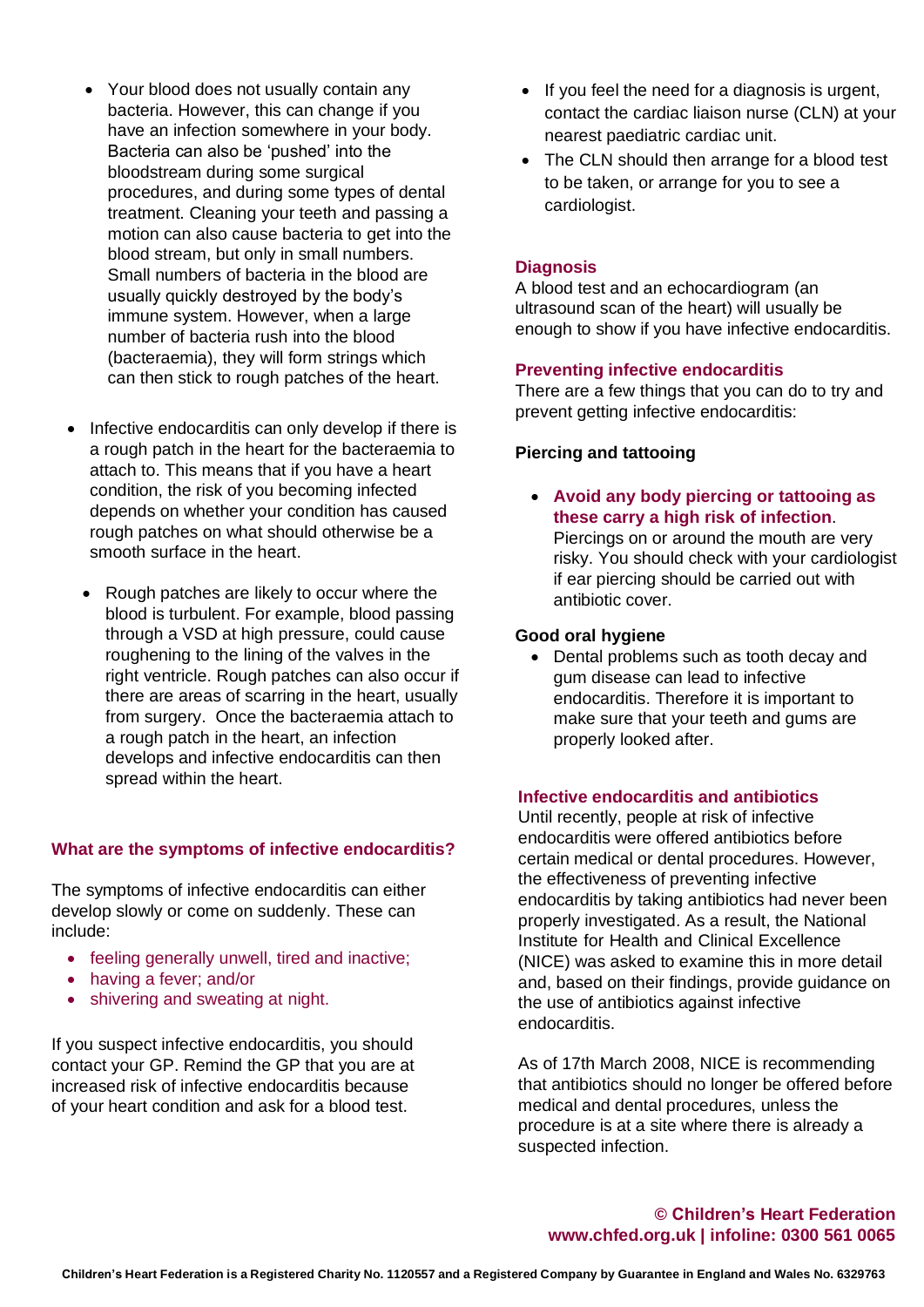- Your blood does not usually contain any bacteria. However, this can change if you have an infection somewhere in your body. Bacteria can also be 'pushed' into the bloodstream during some surgical procedures, and during some types of dental treatment. Cleaning your teeth and passing a motion can also cause bacteria to get into the blood stream, but only in small numbers. Small numbers of bacteria in the blood are usually quickly destroyed by the body's immune system. However, when a large number of bacteria rush into the blood (bacteraemia), they will form strings which can then stick to rough patches of the heart.

- Infective endocarditis can only develop if there is a rough patch in the heart for the bacteraemia to attach to. This means that if you have a heart condition, the risk of you becoming infected depends on whether your condition has caused rough patches on what should otherwise be a smooth surface in the heart.

  - Rough patches are likely to occur where the blood is turbulent. For example, blood passing through a VSD at high pressure, could cause roughening to the lining of the valves in the right ventricle. Rough patches can also occur if there are areas of scarring in the heart, usually from surgery. Once the bacteraemia attach to a rough patch in the heart, an infection develops and infective endocarditis can then spread within the heart.

### What are the symptoms of infective endocarditis?

The symptoms of infective endocarditis can either develop slowly or come on suddenly. These can include:

- feeling generally unwell, tired and inactive;
- having a fever; and/or
- shivering and sweating at night.

If you suspect infective endocarditis, you should contact your GP. Remind the GP that you are at increased risk of infective endocarditis because of your heart condition and ask for a blood test.

- If you feel the need for a diagnosis is urgent, contact the cardiac liaison nurse (CLN) at your nearest paediatric cardiac unit.
- The CLN should then arrange for a blood test to be taken, or arrange for you to see a cardiologist.

### Diagnosis

A blood test and an echocardiogram (an ultrasound scan of the heart) will usually be enough to show if you have infective endocarditis.

### Preventing infective endocarditis

There are a few things that you can do to try and prevent getting infective endocarditis:

**Piercing and tattooing**

- **Avoid any body piercing or tattooing as these carry a high risk of infection**. Piercings on or around the mouth are very risky. You should check with your cardiologist if ear piercing should be carried out with antibiotic cover.

**Good oral hygiene**

- Dental problems such as tooth decay and gum disease can lead to infective endocarditis. Therefore it is important to make sure that your teeth and gums are properly looked after.

### Infective endocarditis and antibiotics

Until recently, people at risk of infective endocarditis were offered antibiotics before certain medical or dental procedures. However, the effectiveness of preventing infective endocarditis by taking antibiotics had never been properly investigated. As a result, the National Institute for Health and Clinical Excellence (NICE) was asked to examine this in more detail and, based on their findings, provide guidance on the use of antibiotics against infective endocarditis.

As of 17th March 2008, NICE is recommending that antibiotics should no longer be offered before medical and dental procedures, unless the procedure is at a site where there is already a suspected infection.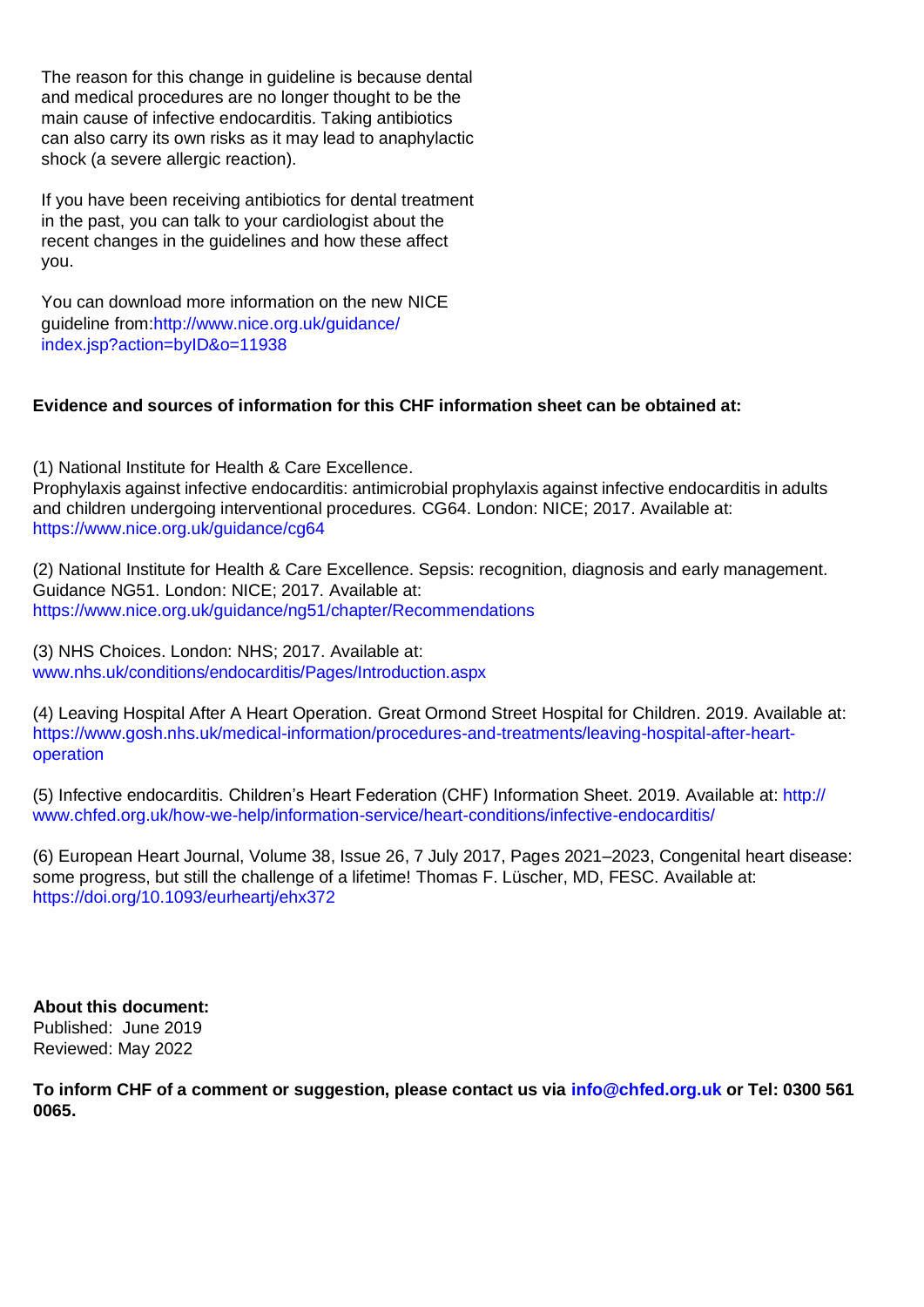The reason for this change in guideline is because dental and medical procedures are no longer thought to be the main cause of infective endocarditis. Taking antibiotics can also carry its own risks as it may lead to anaphylactic shock (a severe allergic reaction).

If you have been receiving antibiotics for dental treatment in the past, you can talk to your cardiologist about the recent changes in the guidelines and how these affect you.

You can download more information on the new NICE guideline from:http://www.nice.org.uk/guidance/index.jsp?action=byID&o=11938

**Evidence and sources of information for this CHF information sheet can be obtained at:**

(1) National Institute for Health & Care Excellence.
Prophylaxis against infective endocarditis: antimicrobial prophylaxis against infective endocarditis in adults and children undergoing interventional procedures. CG64. London: NICE; 2017. Available at: https://www.nice.org.uk/guidance/cg64

(2) National Institute for Health & Care Excellence. Sepsis: recognition, diagnosis and early management. Guidance NG51. London: NICE; 2017. Available at: https://www.nice.org.uk/guidance/ng51/chapter/Recommendations

(3) NHS Choices. London: NHS; 2017. Available at: www.nhs.uk/conditions/endocarditis/Pages/Introduction.aspx

(4) Leaving Hospital After A Heart Operation. Great Ormond Street Hospital for Children. 2019. Available at: https://www.gosh.nhs.uk/medical-information/procedures-and-treatments/leaving-hospital-after-heart-operation

(5) Infective endocarditis. Children's Heart Federation (CHF) Information Sheet. 2019. Available at: http://www.chfed.org.uk/how-we-help/information-service/heart-conditions/infective-endocarditis/

(6) European Heart Journal, Volume 38, Issue 26, 7 July 2017, Pages 2021–2023, Congenital heart disease: some progress, but still the challenge of a lifetime! Thomas F. Lüscher, MD, FESC. Available at: https://doi.org/10.1093/eurheartj/ehx372

**About this document:**
Published: June 2019
Reviewed: May 2022

**To inform CHF of a comment or suggestion, please contact us via info@chfed.org.uk or Tel: 0300 561 0065.**